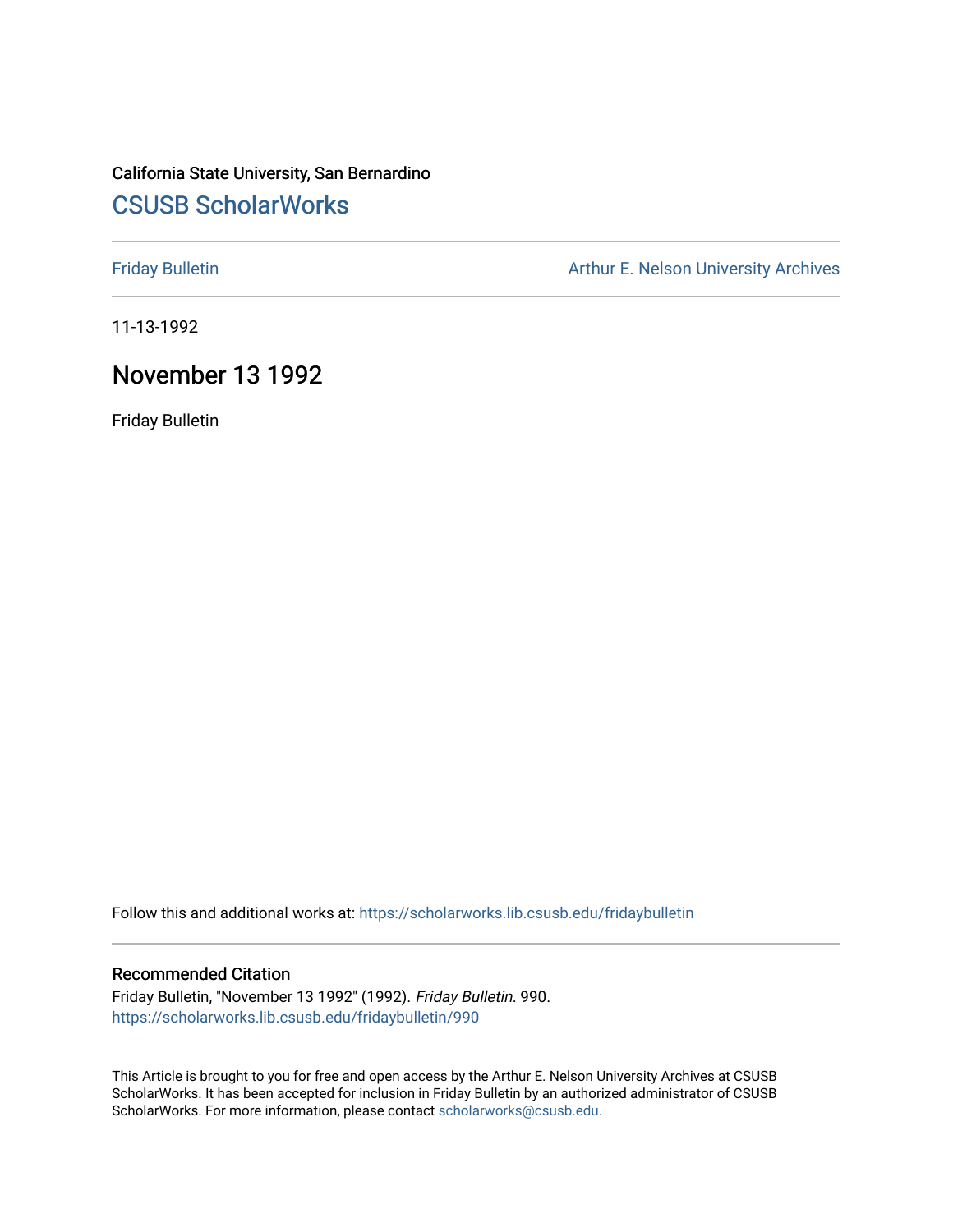California State University, San Bernardino

## CSUSB ScholarWorks

Friday Bulletin

Arthur E. Nelson University Archives

11-13-1992

# November 13 1992

Friday Bulletin

Follow this and additional works at: https://scholarworks.lib.csusb.edu/fridaybulletin

### Recommended Citation

Friday Bulletin, "November 13 1992" (1992). *Friday Bulletin*. 990.
https://scholarworks.lib.csusb.edu/fridaybulletin/990

This Article is brought to you for free and open access by the Arthur E. Nelson University Archives at CSUSB ScholarWorks. It has been accepted for inclusion in Friday Bulletin by an authorized administrator of CSUSB ScholarWorks. For more information, please contact scholarworks@csusb.edu.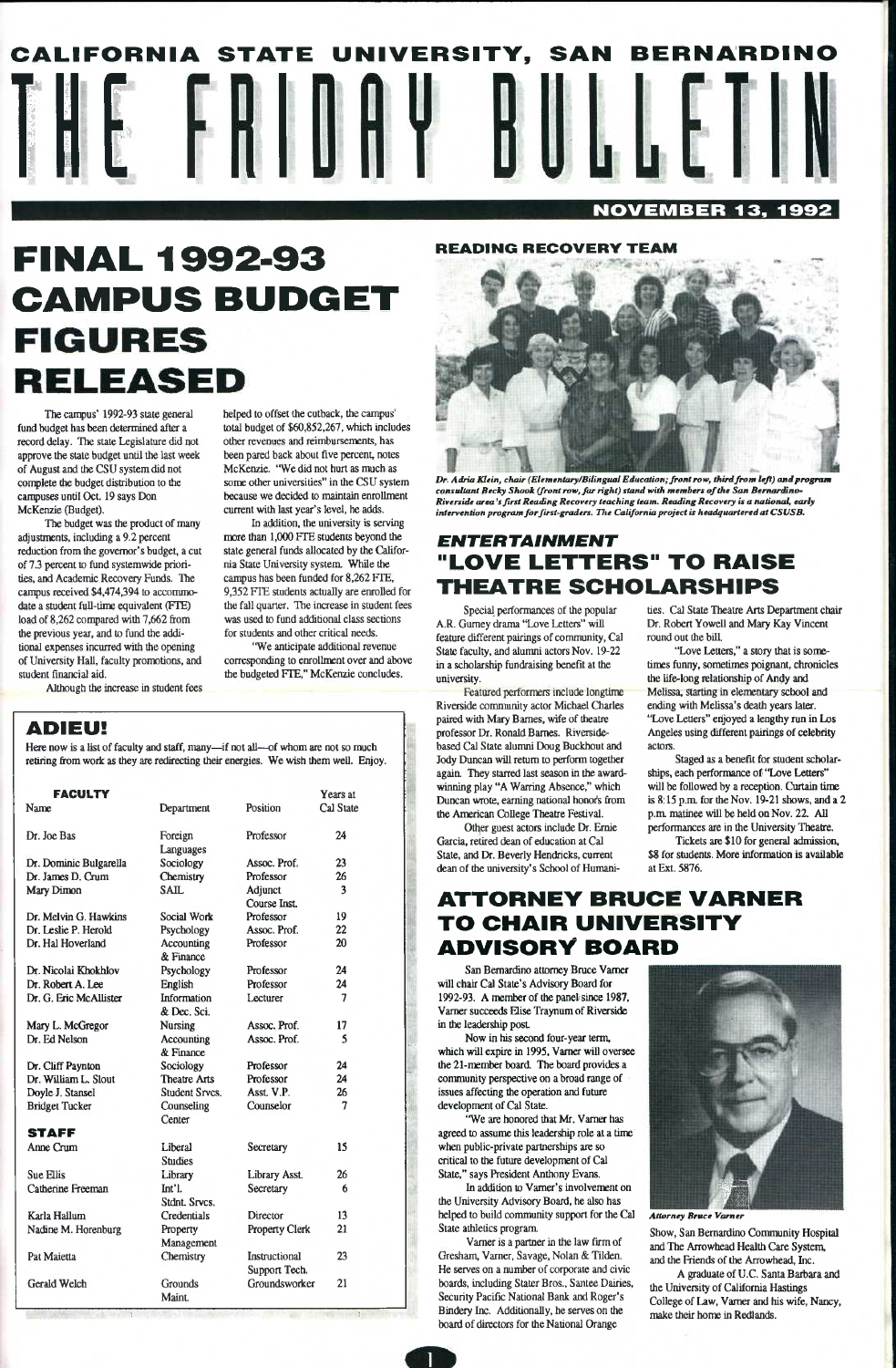# CALIFORNIA STATE UNIVERSITY, SAN BERNARDINO

# THE FRIDAY BULLETIN

**NOVEMBER 13, 1992**

## FINAL 1992-93 CAMPUS BUDGET FIGURES RELEASED

The campus' 1992-93 state general fund budget has been determined after a record delay. The state Legislature did not approve the state budget until the last week of August and the CSU system did not complete the budget distribution to the campuses until Oct. 19 says Don McKenzie (Budget).

The budget was the product of many adjustments, including a 9.2 percent reduction from the governor's budget, a cut of 7.3 percent to fund systemwide priorities, and Academic Recovery Funds. The campus received $4,474,394 to accommodate a student full-time equivalent (FTE) load of 8,262 compared with 7,662 from the previous year, and to fund the additional expenses incurred with the opening of University Hall, faculty promotions, and student financial aid.

Although the increase in student fees helped to offset the cutback, the campus' total budget of $60,852,267, which includes other revenues and reimbursements, has been pared back about five percent, notes McKenzie. "We did not hurt as much as some other universities" in the CSU system because we decided to maintain enrollment current with last year's level, he adds.

In addition, the university is serving more than 1,000 FTE students beyond the state general funds allocated by the California State University system. While the campus has been funded for 8,262 FTE, 9,352 FTE students actually are enrolled for the fall quarter. The increase in student fees was used to fund additional class sections for students and other critical needs.

"We anticipate additional revenue corresponding to enrollment over and above the budgeted FTE," McKenzie concludes.

## ADIEU!

Here now is a list of faculty and staff, many—if not all—of whom are not so much retiring from work as they are redirecting their energies. We wish them well. Enjoy.

| Name | Department | Position | Years at Cal State |
|---|---|---|---|
| **FACULTY** | | | |
| Dr. Joe Bas | Foreign Languages | Professor | 24 |
| Dr. Dominic Bulgarella | Sociology | Assoc. Prof. | 23 |
| Dr. James D. Crum | Chemistry | Professor | 26 |
| Mary Dimon | SAIL | Adjunct Course Inst. | 3 |
| Dr. Melvin G. Hawkins | Social Work | Professor | 19 |
| Dr. Leslie P. Herold | Psychology | Assoc. Prof. | 22 |
| Dr. Hal Hoverland | Accounting & Finance | Professor | 20 |
| Dr. Nicolai Khokhlov | Psychology | Professor | 24 |
| Dr. Robert A. Lee | English | Professor | 24 |
| Dr. G. Eric McAllister | Information & Dec. Sci. | Lecturer | 7 |
| Mary L. McGregor | Nursing | Assoc. Prof. | 17 |
| Dr. Ed Nelson | Accounting & Finance | Assoc. Prof. | 5 |
| Dr. Cliff Paynton | Sociology | Professor | 24 |
| Dr. William L. Slout | Theatre Arts | Professor | 24 |
| Doyle J. Stansel | Student Srvcs. | Asst. V.P. | 26 |
| Bridget Tucker | Counseling Center | Counselor | 7 |
| **STAFF** | | | |
| Anne Crum | Liberal Studies | Secretary | 15 |
| Sue Ellis | Library | Library Asst. | 26 |
| Catherine Freeman | Int'l. Stdnt. Srvcs. | Secretary | 6 |
| Karla Hallum | Credentials | Director | 13 |
| Nadine M. Horenburg | Property Management | Property Clerk | 21 |
| Pat Maietta | Chemistry | Instructional Support Tech. | 23 |
| Gerald Welch | Grounds Maint. | Groundsworker | 21 |

### READING RECOVERY TEAM

*Dr. Adria Klein, chair (Elementary/Bilingual Education; front row, third from left) and program consultant Becky Shook (front row, far right) stand with members of the San Bernardino-Riverside area's first Reading Recovery teaching team. Reading Recovery is a national, early intervention program for first-graders. The California project is headquartered at CSUSB.*

### ENTERTAINMENT

## "LOVE LETTERS" TO RAISE THEATRE SCHOLARSHIPS

Special performances of the popular A.R. Gurney drama "Love Letters" will feature different pairings of community, Cal State faculty, and alumni actors Nov. 19-22 in a scholarship fundraising benefit at the university.

Featured performers include longtime Riverside community actor Michael Charles paired with Mary Barnes, wife of theatre professor Dr. Ronald Barnes. Riverside-based Cal State alumni Doug Buckhout and Jody Duncan will return to perform together again. They starred last season in the award-winning play "A Warring Absence," which Duncan wrote, earning national honors from the American College Theatre Festival.

Other guest actors include Dr. Ernie Garcia, retired dean of education at Cal State, and Dr. Beverly Hendricks, current dean of the university's School of Humanities. Cal State Theatre Arts Department chair Dr. Robert Yowell and Mary Kay Vincent round out the bill.

"Love Letters," a story that is sometimes funny, sometimes poignant, chronicles the life-long relationship of Andy and Melissa, starting in elementary school and ending with Melissa's death years later. "Love Letters" enjoyed a lengthy run in Los Angeles using different pairings of celebrity actors.

Staged as a benefit for student scholarships, each performance of "Love Letters" will be followed by a reception. Curtain time is 8:15 p.m. for the Nov. 19-21 shows, and a 2 p.m. matinee will be held on Nov. 22. All performances are in the University Theatre.

Tickets are $10 for general admission, $8 for students. More information is available at Ext. 5876.

## ATTORNEY BRUCE VARNER TO CHAIR UNIVERSITY ADVISORY BOARD

San Bernardino attorney Bruce Varner will chair Cal State's Advisory Board for 1992-93. A member of the panel since 1987, Varner succeeds Elise Traynum of Riverside in the leadership post.

Now in his second four-year term, which will expire in 1995, Varner will oversee the 21-member board. The board provides a community perspective on a broad range of issues affecting the operation and future development of Cal State.

"We are honored that Mr. Varner has agreed to assume this leadership role at a time when public-private partnerships are so critical to the future development of Cal State," says President Anthony Evans.

In addition to Varner's involvement on the University Advisory Board, he also has helped to build community support for the Cal State athletics program.

Varner is a partner in the law firm of Gresham, Varner, Savage, Nolan & Tilden. He serves on a number of corporate and civic boards, including Stater Bros., Santee Dairies, Security Pacific National Bank and Roger's Bindery Inc. Additionally, he serves on the board of directors for the National Orange Show, San Bernardino Community Hospital and The Arrowhead Health Care System, and the Friends of the Arrowhead, Inc.

*Attorney Bruce Varner*

A graduate of U.C. Santa Barbara and the University of California Hastings College of Law, Varner and his wife, Nancy, make their home in Redlands.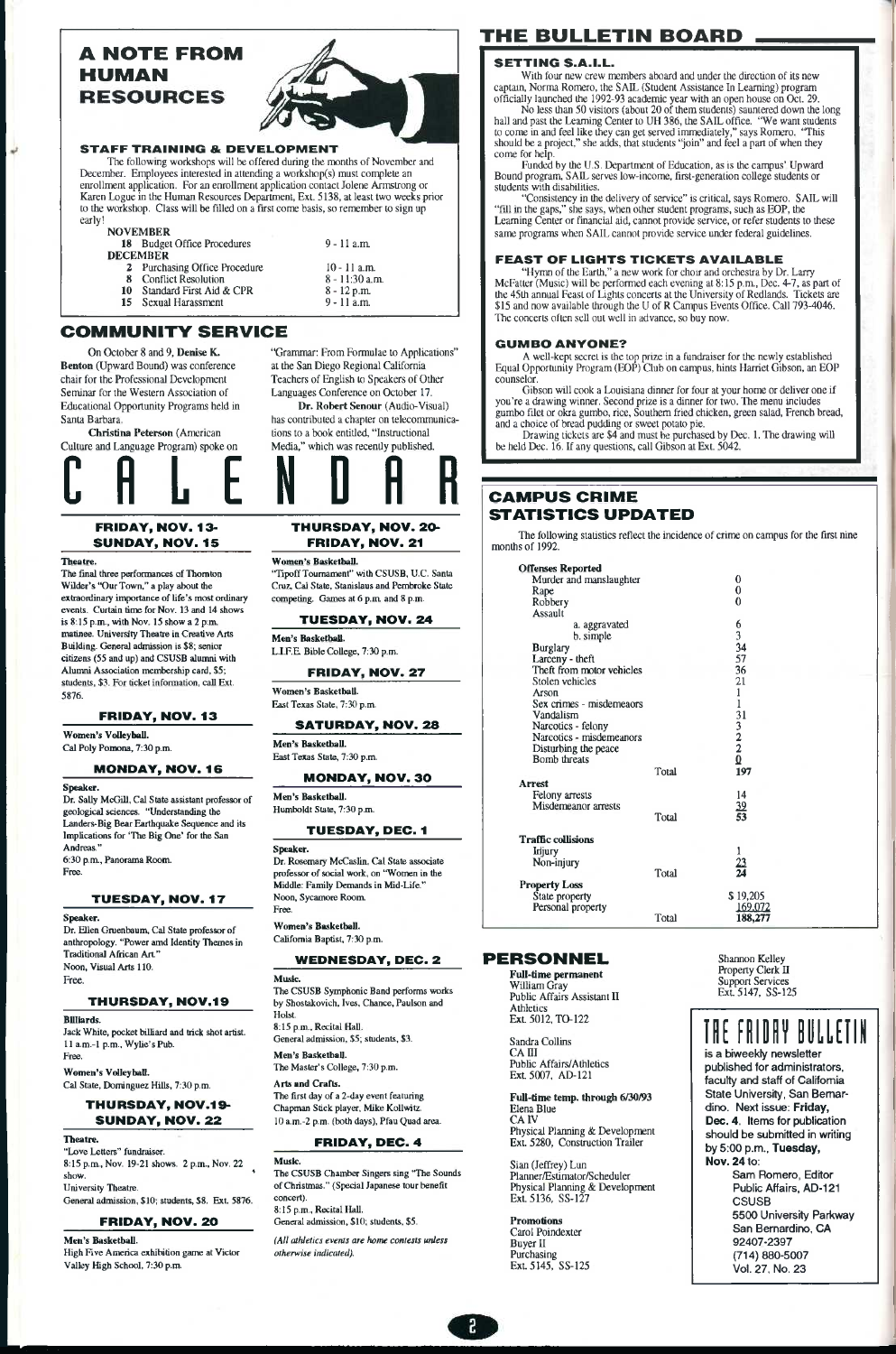## A NOTE FROM HUMAN RESOURCES

### STAFF TRAINING & DEVELOPMENT

The following workshops will be offered during the months of November and December. Employees interested in attending a workshop(s) must complete an enrollment application. For an enrollment application contact Jolene Armstrong or Karen Logue in the Human Resources Department, Ext. 5138, at least two weeks prior to the workshop. Class will be filled on a first come basis, so remember to sign up early!

| | | |
|---|---|---|
| **NOVEMBER** | | |
| 18 | Budget Office Procedures | 9 - 11 a.m. |
| **DECEMBER** | | |
| 2 | Purchasing Office Procedure | 10 - 11 a.m. |
| 8 | Conflict Resolution | 8 - 11:30 a.m. |
| 10 | Standard First Aid & CPR | 8 - 12 p.m. |
| 15 | Sexual Harassment | 9 - 11 a.m. |

## COMMUNITY SERVICE

On October 8 and 9, **Denise K. Benton** (Upward Bound) was conference chair for the Professional Development Seminar for the Western Association of Educational Opportunity Programs held in Santa Barbara.

**Christina Peterson** (American Culture and Language Program) spoke on "Grammar: From Formulae to Applications" at the San Diego Regional California Teachers of English to Speakers of Other Languages Conference on October 17.

**Dr. Robert Senour** (Audio-Visual) has contributed a chapter on telecommunications to a book entitled, "Instructional Media," which was recently published.

# CALENDAR

### FRIDAY, NOV. 13-SUNDAY, NOV. 15

**Theatre.**
The final three performances of Thornton Wilder's "Our Town," a play about the extraordinary importance of life's most ordinary events. Curtain time for Nov. 13 and 14 shows is 8:15 p.m., with Nov. 15 show a 2 p.m. matinee. University Theatre in Creative Arts Building. General admission is $8; senior citizens (55 and up) and CSUSB alumni with Alumni Association membership card, $5; students, $3. For ticket information, call Ext. 5876.

### FRIDAY, NOV. 13

**Women's Volleyball.**
Cal Poly Pomona, 7:30 p.m.

### MONDAY, NOV. 16

**Speaker.**
Dr. Sally McGill, Cal State assistant professor of geological sciences. "Understanding the Landers-Big Bear Earthquake Sequence and its Implications for 'The Big One' for the San Andreas."
6:30 p.m., Panorama Room.
Free.

### TUESDAY, NOV. 17

**Speaker.**
Dr. Ellen Gruenbaum, Cal State professor of anthropology. "Power and Identity Themes in Traditional African Art."
Noon, Visual Arts 110.
Free.

### THURSDAY, NOV.19

**Billiards.**
Jack White, pocket billiard and trick shot artist.
11 a.m.-1 p.m., Wylie's Pub.
Free.

**Women's Volleyball.**
Cal State, Dominguez Hills, 7:30 p.m.

### THURSDAY, NOV.19-SUNDAY, NOV. 22

**Theatre.**
"Love Letters" fundraiser.
8:15 p.m., Nov. 19-21 shows. 2 p.m., Nov. 22 show.
University Theatre.
General admission, $10; students, $8. Ext. 5876.

### FRIDAY, NOV. 20

**Men's Basketball.**
High Five America exhibition game at Victor Valley High School, 7:30 p.m.

### THURSDAY, NOV. 20-FRIDAY, NOV. 21

**Women's Basketball.**
"Tipoff Tournament" with CSUSB, U.C. Santa Cruz, Cal State, Stanislaus and Pembroke State competing. Games at 6 p.m. and 8 p.m.

### TUESDAY, NOV. 24

**Men's Basketball.**
L.I.F.E. Bible College, 7:30 p.m.

### FRIDAY, NOV. 27

**Women's Basketball.**
East Texas State, 7:30 p.m.

### SATURDAY, NOV. 28

**Men's Basketball.**
East Texas State, 7:30 p.m.

### MONDAY, NOV. 30

**Men's Basketball.**
Humboldt State, 7:30 p.m.

### TUESDAY, DEC. 1

**Speaker.**
Dr. Rosemary McCaslin, Cal State associate professor of social work, on "Women in the Middle: Family Demands in Mid-Life."
Noon, Sycamore Room.
Free.

**Women's Basketball.**
California Baptist, 7:30 p.m.

### WEDNESDAY, DEC. 2

**Music.**
The CSUSB Symphonic Band performs works by Shostakovich, Ives, Chance, Paulson and Holst.
8:15 p.m., Recital Hall.
General admission, $5; students, $3.

**Men's Basketball.**
The Master's College, 7:30 p.m.

**Arts and Crafts.**
The first day of a 2-day event featuring Chapman Stick player, Mike Kollwitz.
10 a.m.-2 p.m. (both days), Pfau Quad area.

### FRIDAY, DEC. 4

**Music.**
The CSUSB Chamber Singers sing "The Sounds of Christmas." (Special Japanese tour benefit concert).
8:15 p.m., Recital Hall.
General admission, $10; students, $5.

*(All athletics events are home contests unless otherwise indicated).*

## THE BULLETIN BOARD

### SETTING S.A.I.L.

With four new crew members aboard and under the direction of its new captain, Norma Romero, the SAIL (Student Assistance In Learning) program officially launched the 1992-93 academic year with an open house on Oct. 29.

No less than 50 visitors (about 20 of them students) sauntered down the long hall and past the Learning Center to UH 386, the SAIL office. "We want students to come in and feel like they can get served immediately," says Romero. "This should be a project," she adds, that students "join" and feel a part of when they come for help.

Funded by the U.S. Department of Education, as is the campus' Upward Bound program, SAIL serves low-income, first-generation college students or students with disabilities.

"Consistency in the delivery of service" is critical, says Romero. SAIL will "fill in the gaps," she says, when other student programs, such as EOP, the Learning Center or financial aid, cannot provide service, or refer students to these same programs when SAIL cannot provide service under federal guidelines.

### FEAST OF LIGHTS TICKETS AVAILABLE

"Hymn of the Earth," a new work for choir and orchestra by Dr. Larry McFatter (Music) will be performed each evening at 8:15 p.m., Dec. 4-7, as part of the 45th annual Feast of Lights concerts at the University of Redlands. Tickets are $15 and now available through the U of R Campus Events Office. Call 793-4046. The concerts often sell out well in advance, so buy now.

### GUMBO ANYONE?

A well-kept secret is the top prize in a fundraiser for the newly established Equal Opportunity Program (EOP) Club on campus, hints Harriet Gibson, an EOP counselor.

Gibson will cook a Louisiana dinner for four at your home or deliver one if you're a drawing winner. Second prize is a dinner for two. The menu includes gumbo filet or okra gumbo, rice, Southern fried chicken, green salad, French bread, and a choice of bread pudding or sweet potato pie.

Drawing tickets are $4 and must be purchased by Dec. 1. The drawing will be held Dec. 16. If any questions, call Gibson at Ext. 5042.

## CAMPUS CRIME STATISTICS UPDATED

The following statistics reflect the incidence of crime on campus for the first nine months of 1992.

| | | |
|---|---|---|
| **Offenses Reported** | | |
| Murder and manslaughter | | 0 |
| Rape | | 0 |
| Robbery | | 0 |
| Assault | | |
| a. aggravated | | 6 |
| b. simple | | 3 |
| Burglary | | 34 |
| Larceny - theft | | 57 |
| Theft from motor vehicles | | 36 |
| Stolen vehicles | | 21 |
| Arson | | 1 |
| Sex crimes - misdemeanors | | 1 |
| Vandalism | | 31 |
| Narcotics - felony | | 3 |
| Narcotics - misdemeanors | | 2 |
| Disturbing the peace | | 2 |
| Bomb threats | | 0 |
| | Total | 197 |
| **Arrest** | | |
| Felony arrests | | 14 |
| Misdemeanor arrests | | 39 |
| | Total | 53 |
| **Traffic collisions** | | |
| Injury | | 1 |
| Non-injury | | 23 |
| | Total | 24 |
| **Property Loss** | | |
| State property | | $ 19,205 |
| Personal property | | 169,072 |
| | Total | 188,277 |

## PERSONNEL

**Full-time permanent**
William Gray
Public Affairs Assistant II
Athletics
Ext. 5012, TO-122

Sandra Collins
CA III
Public Affairs/Athletics
Ext. 5007, AD-121

**Full-time temp. through 6/30/93**
Elena Blue
CA IV
Physical Planning & Development
Ext. 5280, Construction Trailer

Sian (Jeffrey) Lun
Planner/Estimator/Scheduler
Physical Planning & Development
Ext. 5136, SS-127

**Promotions**
Carol Poindexter
Buyer II
Purchasing
Ext. 5145, SS-125

Shannon Kelley
Property Clerk II
Support Services
Ext. 5147, SS-125

## THE FRIDAY BULLETIN

is a biweekly newsletter published for administrators, faculty and staff of California State University, San Bernardino. Next issue: **Friday, Dec. 4.** Items for publication should be submitted in writing by 5:00 p.m., **Tuesday, Nov. 24** to:

Sam Romero, Editor
Public Affairs, AD-121
CSUSB
5500 University Parkway
San Bernardino, CA
92407-2397
(714) 880-5007
Vol. 27, No. 23